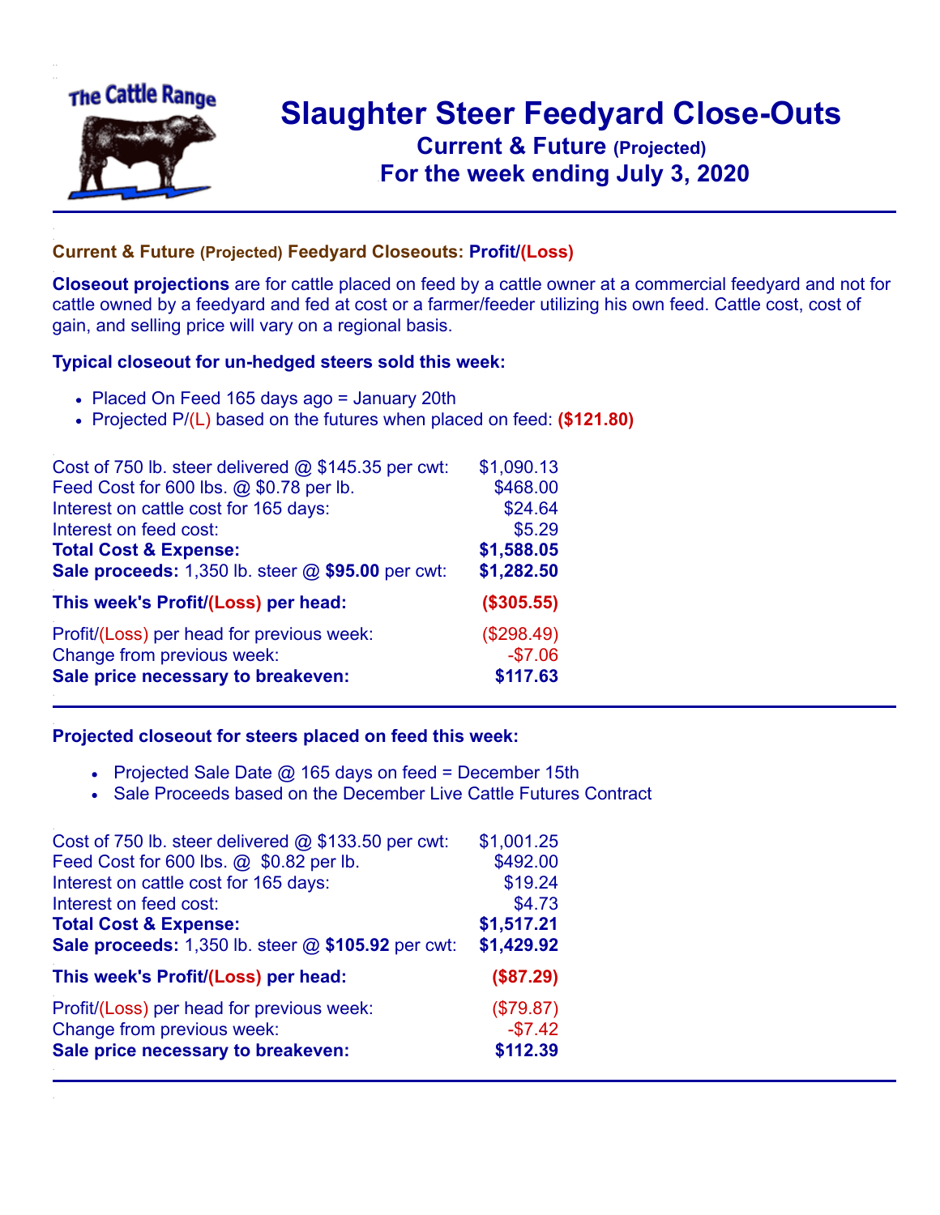# Slaughter Steer Feedyard Close-Outs
## Current & Future (Projected)
## For the week ending July 3, 2020

### Current & Future (Projected) Feedyard Closeouts: Profit/(Loss)

**Closeout projections** are for cattle placed on feed by a cattle owner at a commercial feedyard and not for cattle owned by a feedyard and fed at cost or a farmer/feeder utilizing his own feed. Cattle cost, cost of gain, and selling price will vary on a regional basis.

### Typical closeout for un-hedged steers sold this week:

- Placed On Feed 165 days ago = January 20th
- Projected P/(L) based on the futures when placed on feed: **($121.80)**

| | |
|---|---|
| Cost of 750 lb. steer delivered @ $145.35 per cwt: | $1,090.13 |
| Feed Cost for 600 lbs. @ $0.78 per lb. | $468.00 |
| Interest on cattle cost for 165 days: | $24.64 |
| Interest on feed cost: | $5.29 |
| **Total Cost & Expense:** | **$1,588.05** |
| **Sale proceeds:** 1,350 lb. steer @ **$95.00** per cwt: | **$1,282.50** |
| **This week's Profit/(Loss) per head:** | **($305.55)** |
| Profit/(Loss) per head for previous week: | ($298.49) |
| Change from previous week: | -$7.06 |
| **Sale price necessary to breakeven:** | **$117.63** |

### Projected closeout for steers placed on feed this week:

- Projected Sale Date @ 165 days on feed = December 15th
- Sale Proceeds based on the December Live Cattle Futures Contract

| | |
|---|---|
| Cost of 750 lb. steer delivered @ $133.50 per cwt: | $1,001.25 |
| Feed Cost for 600 lbs. @ $0.82 per lb. | $492.00 |
| Interest on cattle cost for 165 days: | $19.24 |
| Interest on feed cost: | $4.73 |
| **Total Cost & Expense:** | **$1,517.21** |
| **Sale proceeds:** 1,350 lb. steer @ **$105.92** per cwt: | **$1,429.92** |
| **This week's Profit/(Loss) per head:** | **($87.29)** |
| Profit/(Loss) per head for previous week: | ($79.87) |
| Change from previous week: | -$7.42 |
| **Sale price necessary to breakeven:** | **$112.39** |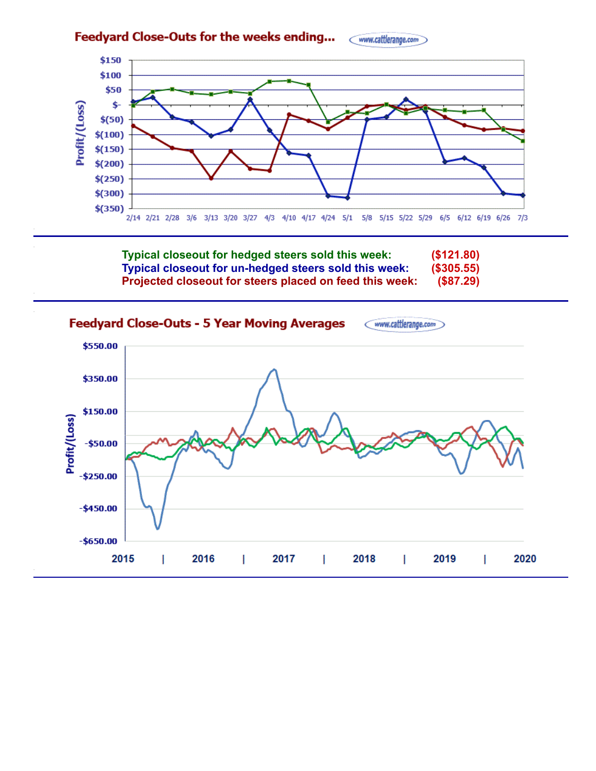## Feedyard Close-Outs for the weeks ending...

www.cattlerange.com

Profit/(Loss)

$150
$100
$50
$-
$(50)
$(100)
$(150)
$(200)
$(250)
$(300)
$(350)

2/14 2/21 2/28 3/6 3/13 3/20 3/27 4/3 4/10 4/17 4/24 5/1 5/8 5/15 5/22 5/29 6/5 6/12 6/19 6/26 7/3

| | |
|---|---|
| Typical closeout for hedged steers sold this week: | ($121.80) |
| Typical closeout for un-hedged steers sold this week: | ($305.55) |
| Projected closeout for steers placed on feed this week: | ($87.29) |

## Feedyard Close-Outs - 5 Year Moving Averages

www.cattlerange.com

Profit/(Loss)

$550.00
$350.00
$150.00
-$50.00
-$250.00
-$450.00
-$650.00

2015 | 2016 | 2017 | 2018 | 2019 | 2020